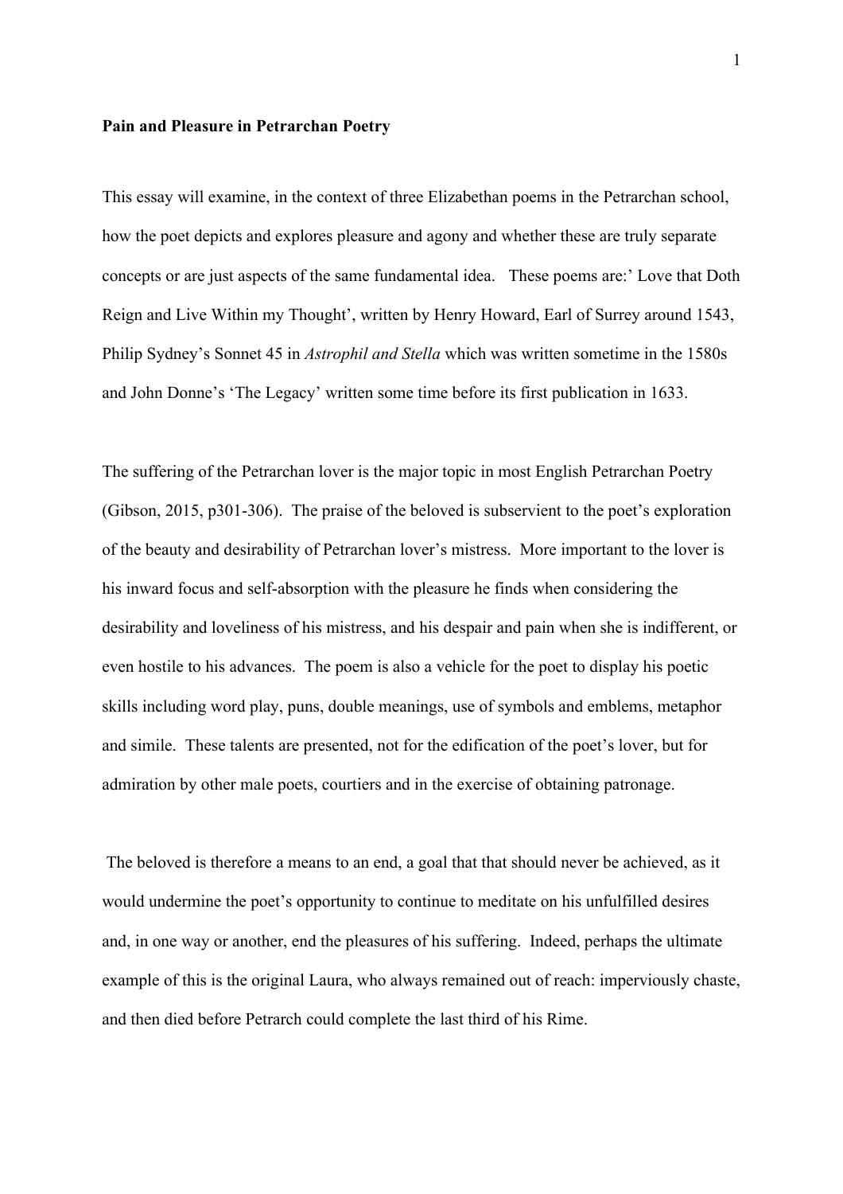**Pain and Pleasure in Petrarchan Poetry**

This essay will examine, in the context of three Elizabethan poems in the Petrarchan school, how the poet depicts and explores pleasure and agony and whether these are truly separate concepts or are just aspects of the same fundamental idea. These poems are:' Love that Doth Reign and Live Within my Thought', written by Henry Howard, Earl of Surrey around 1543, Philip Sydney's Sonnet 45 in *Astrophil and Stella* which was written sometime in the 1580s and John Donne's 'The Legacy' written some time before its first publication in 1633.

The suffering of the Petrarchan lover is the major topic in most English Petrarchan Poetry (Gibson, 2015, p301-306). The praise of the beloved is subservient to the poet's exploration of the beauty and desirability of Petrarchan lover's mistress. More important to the lover is his inward focus and self-absorption with the pleasure he finds when considering the desirability and loveliness of his mistress, and his despair and pain when she is indifferent, or even hostile to his advances. The poem is also a vehicle for the poet to display his poetic skills including word play, puns, double meanings, use of symbols and emblems, metaphor and simile. These talents are presented, not for the edification of the poet's lover, but for admiration by other male poets, courtiers and in the exercise of obtaining patronage.

The beloved is therefore a means to an end, a goal that that should never be achieved, as it would undermine the poet's opportunity to continue to meditate on his unfulfilled desires and, in one way or another, end the pleasures of his suffering. Indeed, perhaps the ultimate example of this is the original Laura, who always remained out of reach: imperviously chaste, and then died before Petrarch could complete the last third of his Rime.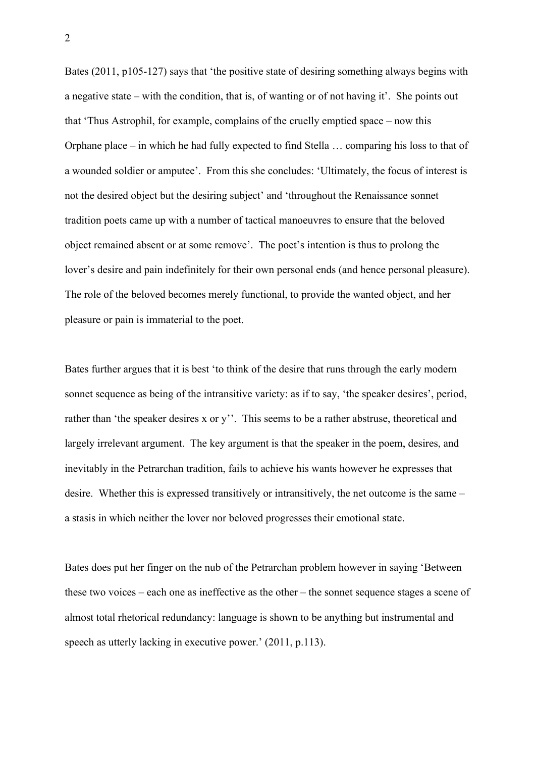Bates (2011, p105-127) says that 'the positive state of desiring something always begins with a negative state – with the condition, that is, of wanting or of not having it'. She points out that 'Thus Astrophil, for example, complains of the cruelly emptied space – now this Orphane place – in which he had fully expected to find Stella … comparing his loss to that of a wounded soldier or amputee'. From this she concludes: 'Ultimately, the focus of interest is not the desired object but the desiring subject' and 'throughout the Renaissance sonnet tradition poets came up with a number of tactical manoeuvres to ensure that the beloved object remained absent or at some remove'. The poet's intention is thus to prolong the lover's desire and pain indefinitely for their own personal ends (and hence personal pleasure). The role of the beloved becomes merely functional, to provide the wanted object, and her pleasure or pain is immaterial to the poet.

Bates further argues that it is best 'to think of the desire that runs through the early modern sonnet sequence as being of the intransitive variety: as if to say, 'the speaker desires', period, rather than 'the speaker desires x or y''. This seems to be a rather abstruse, theoretical and largely irrelevant argument. The key argument is that the speaker in the poem, desires, and inevitably in the Petrarchan tradition, fails to achieve his wants however he expresses that desire. Whether this is expressed transitively or intransitively, the net outcome is the same – a stasis in which neither the lover nor beloved progresses their emotional state.

Bates does put her finger on the nub of the Petrarchan problem however in saying 'Between these two voices – each one as ineffective as the other – the sonnet sequence stages a scene of almost total rhetorical redundancy: language is shown to be anything but instrumental and speech as utterly lacking in executive power.' (2011, p.113).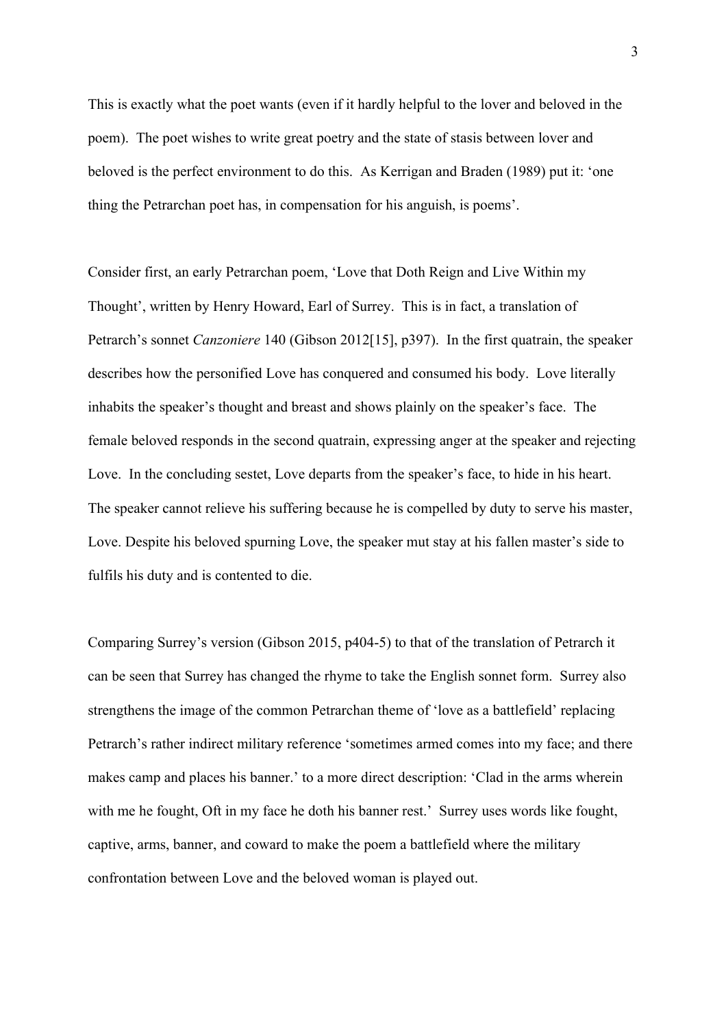This is exactly what the poet wants (even if it hardly helpful to the lover and beloved in the poem). The poet wishes to write great poetry and the state of stasis between lover and beloved is the perfect environment to do this. As Kerrigan and Braden (1989) put it: 'one thing the Petrarchan poet has, in compensation for his anguish, is poems'.

Consider first, an early Petrarchan poem, 'Love that Doth Reign and Live Within my Thought', written by Henry Howard, Earl of Surrey. This is in fact, a translation of Petrarch's sonnet *Canzoniere* 140 (Gibson 2012[15], p397). In the first quatrain, the speaker describes how the personified Love has conquered and consumed his body. Love literally inhabits the speaker's thought and breast and shows plainly on the speaker's face. The female beloved responds in the second quatrain, expressing anger at the speaker and rejecting Love. In the concluding sestet, Love departs from the speaker's face, to hide in his heart. The speaker cannot relieve his suffering because he is compelled by duty to serve his master, Love. Despite his beloved spurning Love, the speaker mut stay at his fallen master's side to fulfils his duty and is contented to die.

Comparing Surrey's version (Gibson 2015, p404-5) to that of the translation of Petrarch it can be seen that Surrey has changed the rhyme to take the English sonnet form. Surrey also strengthens the image of the common Petrarchan theme of 'love as a battlefield' replacing Petrarch's rather indirect military reference 'sometimes armed comes into my face; and there makes camp and places his banner.' to a more direct description: 'Clad in the arms wherein with me he fought, Oft in my face he doth his banner rest.' Surrey uses words like fought, captive, arms, banner, and coward to make the poem a battlefield where the military confrontation between Love and the beloved woman is played out.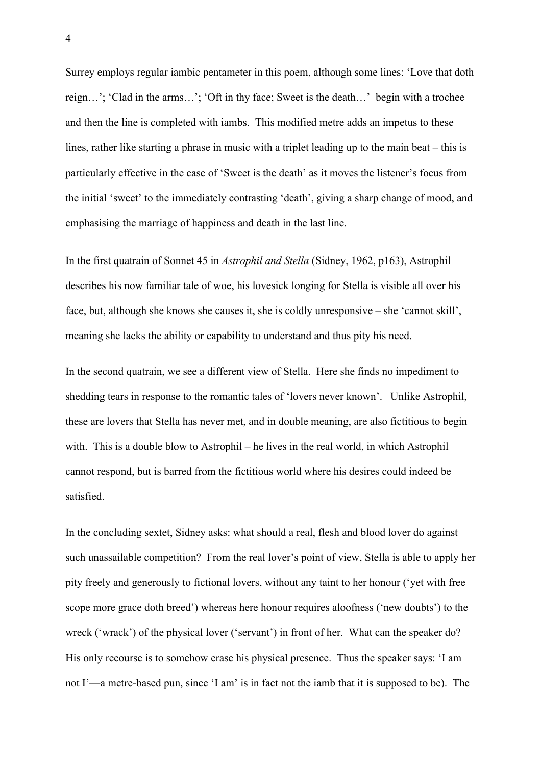Surrey employs regular iambic pentameter in this poem, although some lines: ‘Love that doth reign…’; ‘Clad in the arms…’; ‘Oft in thy face; Sweet is the death…’ begin with a trochee and then the line is completed with iambs. This modified metre adds an impetus to these lines, rather like starting a phrase in music with a triplet leading up to the main beat – this is particularly effective in the case of ‘Sweet is the death’ as it moves the listener’s focus from the initial ‘sweet’ to the immediately contrasting ‘death’, giving a sharp change of mood, and emphasising the marriage of happiness and death in the last line.

In the first quatrain of Sonnet 45 in *Astrophil and Stella* (Sidney, 1962, p163), Astrophil describes his now familiar tale of woe, his lovesick longing for Stella is visible all over his face, but, although she knows she causes it, she is coldly unresponsive – she ‘cannot skill’, meaning she lacks the ability or capability to understand and thus pity his need.

In the second quatrain, we see a different view of Stella. Here she finds no impediment to shedding tears in response to the romantic tales of ‘lovers never known’. Unlike Astrophil, these are lovers that Stella has never met, and in double meaning, are also fictitious to begin with. This is a double blow to Astrophil – he lives in the real world, in which Astrophil cannot respond, but is barred from the fictitious world where his desires could indeed be satisfied.

In the concluding sextet, Sidney asks: what should a real, flesh and blood lover do against such unassailable competition? From the real lover’s point of view, Stella is able to apply her pity freely and generously to fictional lovers, without any taint to her honour (‘yet with free scope more grace doth breed’) whereas here honour requires aloofness (‘new doubts’) to the wreck (‘wrack’) of the physical lover (‘servant’) in front of her. What can the speaker do? His only recourse is to somehow erase his physical presence. Thus the speaker says: ‘I am not I’—a metre-based pun, since ‘I am’ is in fact not the iamb that it is supposed to be). The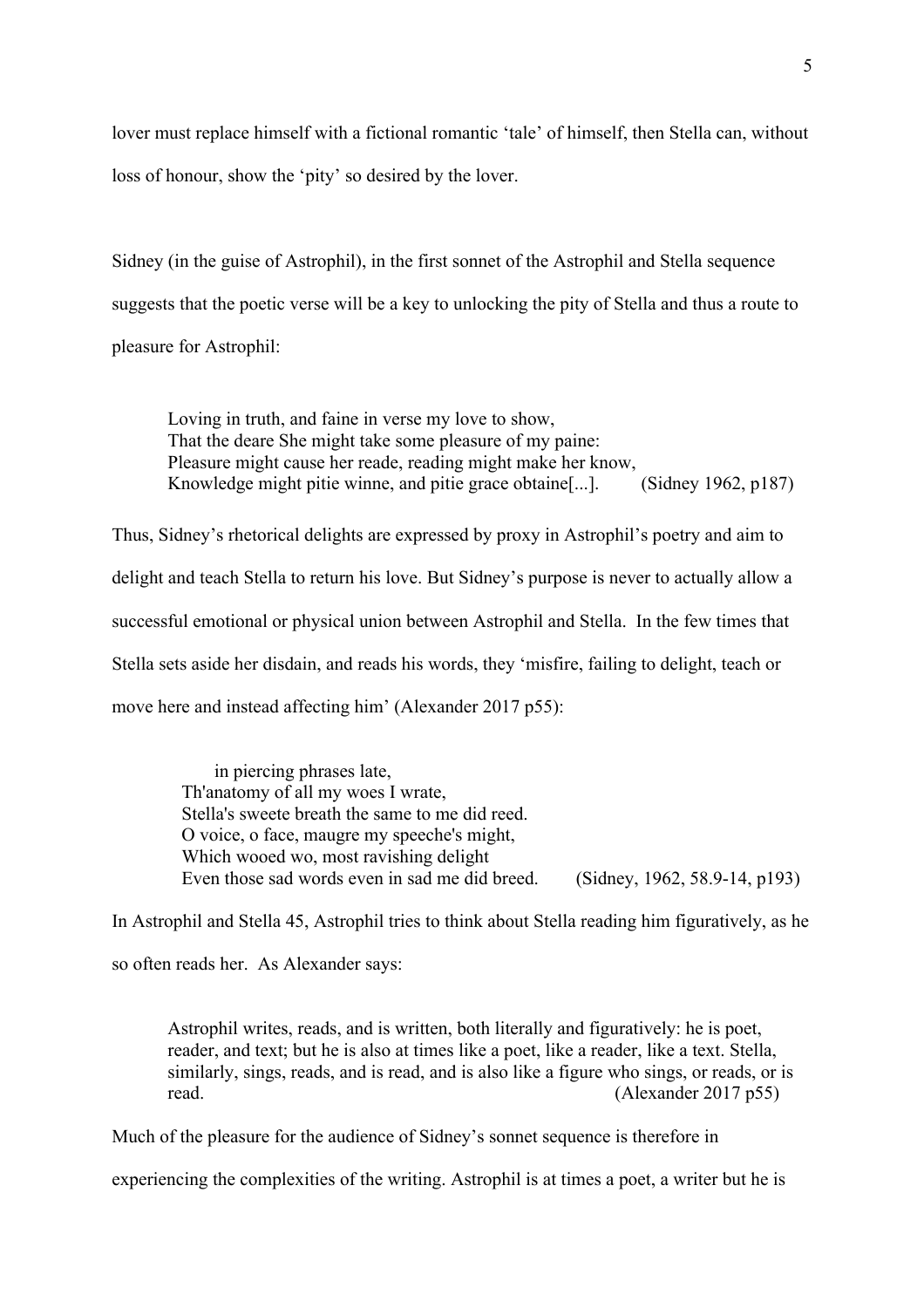lover must replace himself with a fictional romantic 'tale' of himself, then Stella can, without loss of honour, show the 'pity' so desired by the lover.

Sidney (in the guise of Astrophil), in the first sonnet of the Astrophil and Stella sequence suggests that the poetic verse will be a key to unlocking the pity of Stella and thus a route to pleasure for Astrophil:

> Loving in truth, and faine in verse my love to show,
> That the deare She might take some pleasure of my paine:
> Pleasure might cause her reade, reading might make her know,
> Knowledge might pitie winne, and pitie grace obtaine[...].        (Sidney 1962, p187)

Thus, Sidney's rhetorical delights are expressed by proxy in Astrophil's poetry and aim to delight and teach Stella to return his love. But Sidney's purpose is never to actually allow a successful emotional or physical union between Astrophil and Stella. In the few times that Stella sets aside her disdain, and reads his words, they 'misfire, failing to delight, teach or move here and instead affecting him' (Alexander 2017 p55):

> in piercing phrases late,
> Th'anatomy of all my woes I wrate,
> Stella's sweete breath the same to me did reed.
> O voice, o face, maugre my speeche's might,
> Which wooed wo, most ravishing delight
> Even those sad words even in sad me did breed.        (Sidney, 1962, 58.9-14, p193)

In Astrophil and Stella 45, Astrophil tries to think about Stella reading him figuratively, as he so often reads her. As Alexander says:

> Astrophil writes, reads, and is written, both literally and figuratively: he is poet, reader, and text; but he is also at times like a poet, like a reader, like a text. Stella, similarly, sings, reads, and is read, and is also like a figure who sings, or reads, or is read.        (Alexander 2017 p55)

Much of the pleasure for the audience of Sidney's sonnet sequence is therefore in experiencing the complexities of the writing. Astrophil is at times a poet, a writer but he is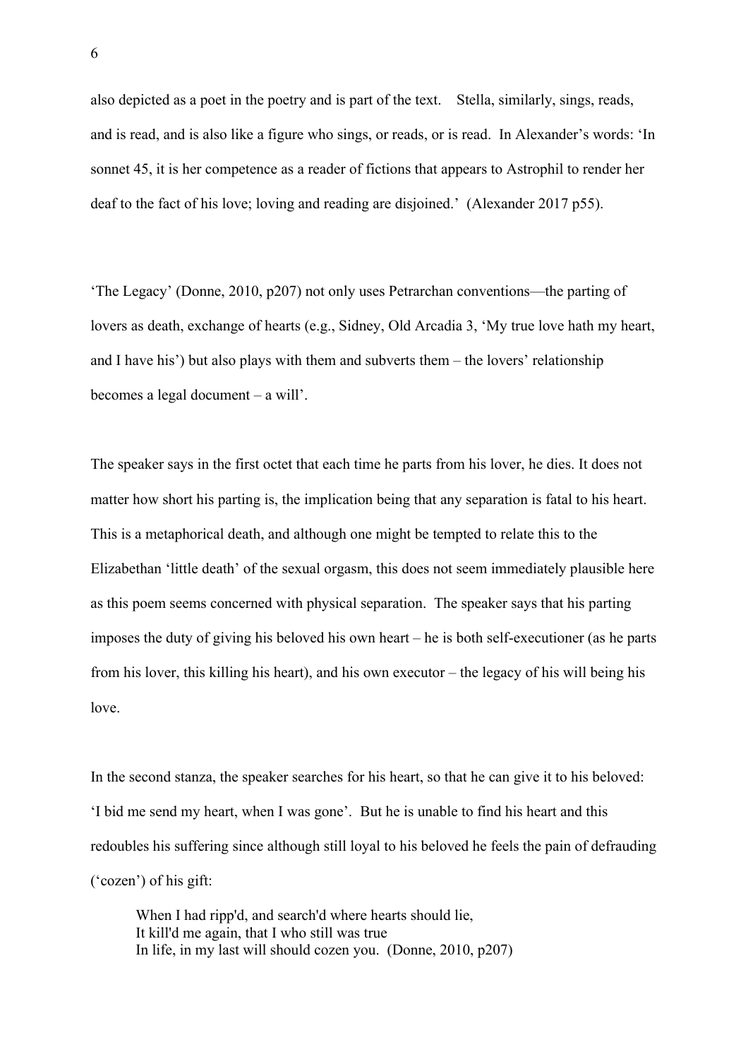also depicted as a poet in the poetry and is part of the text. Stella, similarly, sings, reads, and is read, and is also like a figure who sings, or reads, or is read. In Alexander's words: 'In sonnet 45, it is her competence as a reader of fictions that appears to Astrophil to render her deaf to the fact of his love; loving and reading are disjoined.' (Alexander 2017 p55).

'The Legacy' (Donne, 2010, p207) not only uses Petrarchan conventions—the parting of lovers as death, exchange of hearts (e.g., Sidney, Old Arcadia 3, 'My true love hath my heart, and I have his') but also plays with them and subverts them – the lovers' relationship becomes a legal document – a will'.

The speaker says in the first octet that each time he parts from his lover, he dies. It does not matter how short his parting is, the implication being that any separation is fatal to his heart. This is a metaphorical death, and although one might be tempted to relate this to the Elizabethan 'little death' of the sexual orgasm, this does not seem immediately plausible here as this poem seems concerned with physical separation. The speaker says that his parting imposes the duty of giving his beloved his own heart – he is both self-executioner (as he parts from his lover, this killing his heart), and his own executor – the legacy of his will being his love.

In the second stanza, the speaker searches for his heart, so that he can give it to his beloved: 'I bid me send my heart, when I was gone'. But he is unable to find his heart and this redoubles his suffering since although still loyal to his beloved he feels the pain of defrauding ('cozen') of his gift:

> When I had ripp'd, and search'd where hearts should lie,
> It kill'd me again, that I who still was true
> In life, in my last will should cozen you. (Donne, 2010, p207)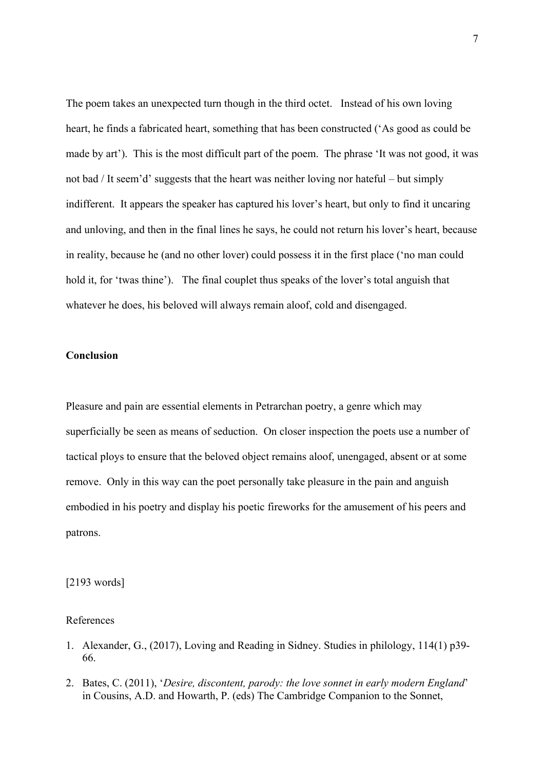The poem takes an unexpected turn though in the third octet. Instead of his own loving heart, he finds a fabricated heart, something that has been constructed ('As good as could be made by art'). This is the most difficult part of the poem. The phrase 'It was not good, it was not bad / It seem'd' suggests that the heart was neither loving nor hateful – but simply indifferent. It appears the speaker has captured his lover's heart, but only to find it uncaring and unloving, and then in the final lines he says, he could not return his lover's heart, because in reality, because he (and no other lover) could possess it in the first place ('no man could hold it, for 'twas thine'). The final couplet thus speaks of the lover's total anguish that whatever he does, his beloved will always remain aloof, cold and disengaged.

**Conclusion**

Pleasure and pain are essential elements in Petrarchan poetry, a genre which may superficially be seen as means of seduction. On closer inspection the poets use a number of tactical ploys to ensure that the beloved object remains aloof, unengaged, absent or at some remove. Only in this way can the poet personally take pleasure in the pain and anguish embodied in his poetry and display his poetic fireworks for the amusement of his peers and patrons.

[2193 words]

References

1. Alexander, G., (2017), Loving and Reading in Sidney. Studies in philology, 114(1) p39-66.
2. Bates, C. (2011), '*Desire, discontent, parody: the love sonnet in early modern England*' in Cousins, A.D. and Howarth, P. (eds) The Cambridge Companion to the Sonnet,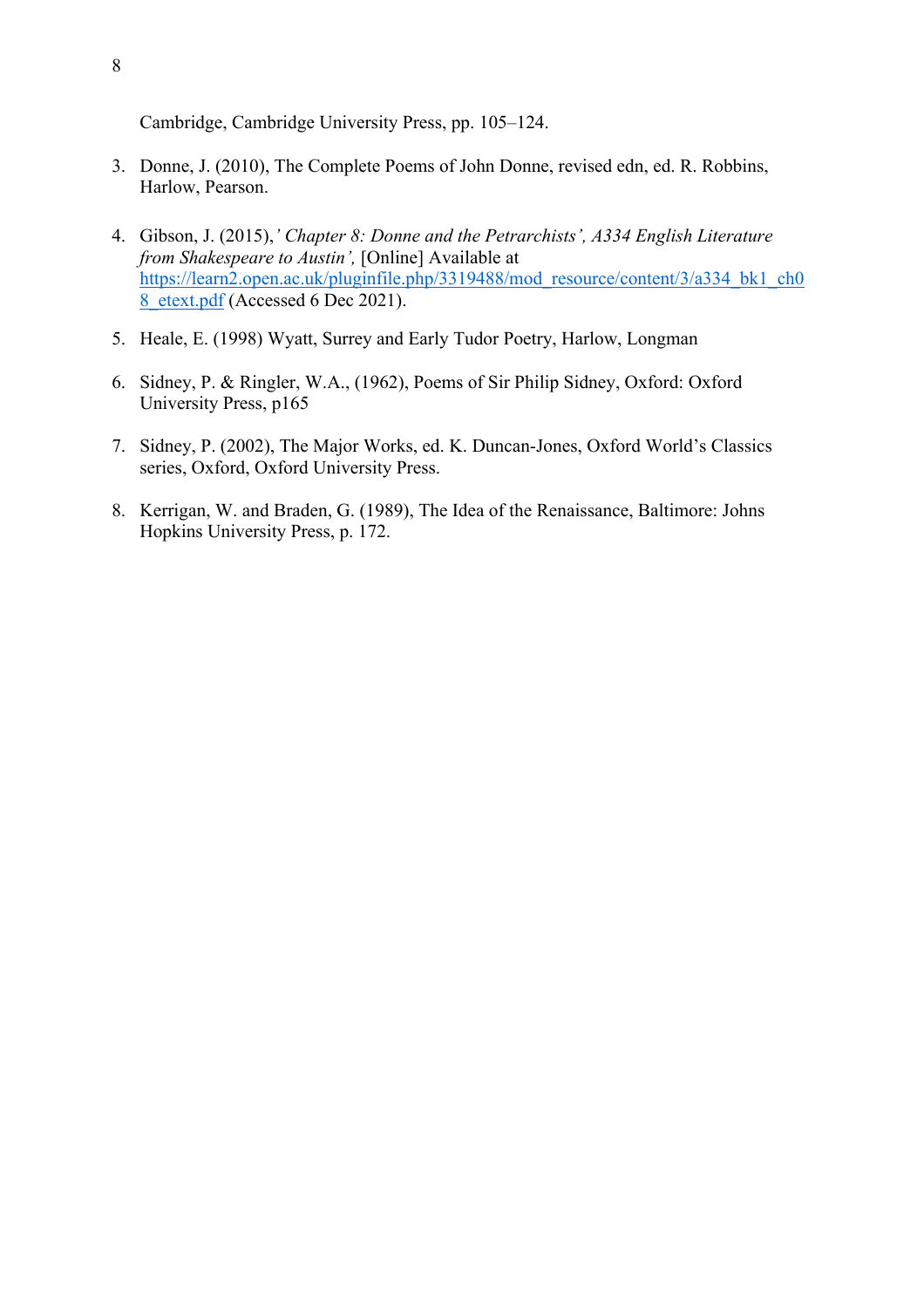Cambridge, Cambridge University Press, pp. 105–124.

3. Donne, J. (2010), The Complete Poems of John Donne, revised edn, ed. R. Robbins, Harlow, Pearson.

4. Gibson, J. (2015),*' Chapter 8: Donne and the Petrarchists', A334 English Literature from Shakespeare to Austin',* [Online] Available at [https://learn2.open.ac.uk/pluginfile.php/3319488/mod_resource/content/3/a334_bk1_ch08_etext.pdf](https://learn2.open.ac.uk/pluginfile.php/3319488/mod_resource/content/3/a334_bk1_ch08_etext.pdf) (Accessed 6 Dec 2021).

5. Heale, E. (1998) Wyatt, Surrey and Early Tudor Poetry, Harlow, Longman

6. Sidney, P. & Ringler, W.A., (1962), Poems of Sir Philip Sidney, Oxford: Oxford University Press, p165

7. Sidney, P. (2002), The Major Works, ed. K. Duncan-Jones, Oxford World's Classics series, Oxford, Oxford University Press.

8. Kerrigan, W. and Braden, G. (1989), The Idea of the Renaissance, Baltimore: Johns Hopkins University Press, p. 172.